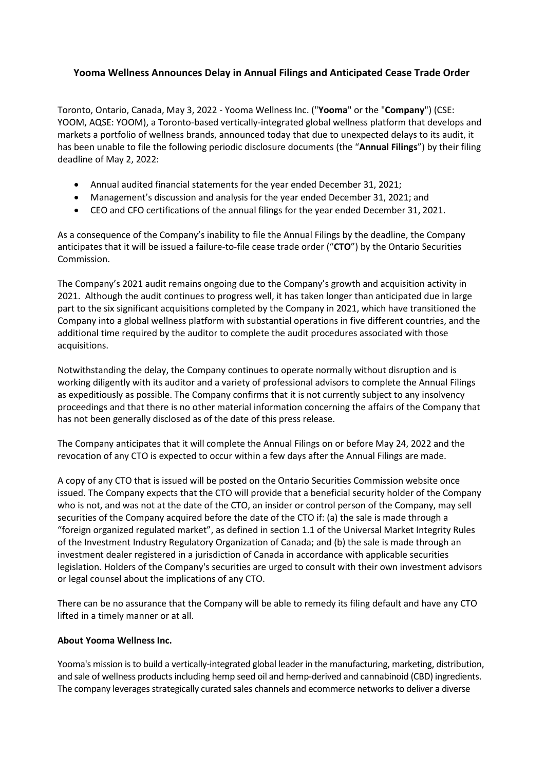# Yooma Wellness Announces Delay in Annual Filings and Anticipated Cease Trade Order

Toronto, Ontario, Canada, May 3, 2022 - Yooma Wellness Inc. ("**Yooma**" or the "**Company**") (CSE: YOOM, AQSE: YOOM), a Toronto-based vertically-integrated global wellness platform that develops and markets a portfolio of wellness brands, announced today that due to unexpected delays to its audit, it has been unable to file the following periodic disclosure documents (the "**Annual Filings**") by their filing deadline of May 2, 2022:

- Annual audited financial statements for the year ended December 31, 2021;
- Management's discussion and analysis for the year ended December 31, 2021; and
- CEO and CFO certifications of the annual filings for the year ended December 31, 2021.

As a consequence of the Company's inability to file the Annual Filings by the deadline, the Company anticipates that it will be issued a failure-to-file cease trade order ("**CTO**") by the Ontario Securities Commission.

The Company's 2021 audit remains ongoing due to the Company's growth and acquisition activity in 2021. Although the audit continues to progress well, it has taken longer than anticipated due in large part to the six significant acquisitions completed by the Company in 2021, which have transitioned the Company into a global wellness platform with substantial operations in five different countries, and the additional time required by the auditor to complete the audit procedures associated with those acquisitions.

Notwithstanding the delay, the Company continues to operate normally without disruption and is working diligently with its auditor and a variety of professional advisors to complete the Annual Filings as expeditiously as possible. The Company confirms that it is not currently subject to any insolvency proceedings and that there is no other material information concerning the affairs of the Company that has not been generally disclosed as of the date of this press release.

The Company anticipates that it will complete the Annual Filings on or before May 24, 2022 and the revocation of any CTO is expected to occur within a few days after the Annual Filings are made.

A copy of any CTO that is issued will be posted on the Ontario Securities Commission website once issued. The Company expects that the CTO will provide that a beneficial security holder of the Company who is not, and was not at the date of the CTO, an insider or control person of the Company, may sell securities of the Company acquired before the date of the CTO if: (a) the sale is made through a "foreign organized regulated market", as defined in section 1.1 of the Universal Market Integrity Rules of the Investment Industry Regulatory Organization of Canada; and (b) the sale is made through an investment dealer registered in a jurisdiction of Canada in accordance with applicable securities legislation. Holders of the Company's securities are urged to consult with their own investment advisors or legal counsel about the implications of any CTO.

There can be no assurance that the Company will be able to remedy its filing default and have any CTO lifted in a timely manner or at all.

**About Yooma Wellness Inc.**

Yooma's mission is to build a vertically-integrated global leader in the manufacturing, marketing, distribution, and sale of wellness products including hemp seed oil and hemp-derived and cannabinoid (CBD) ingredients. The company leverages strategically curated sales channels and ecommerce networks to deliver a diverse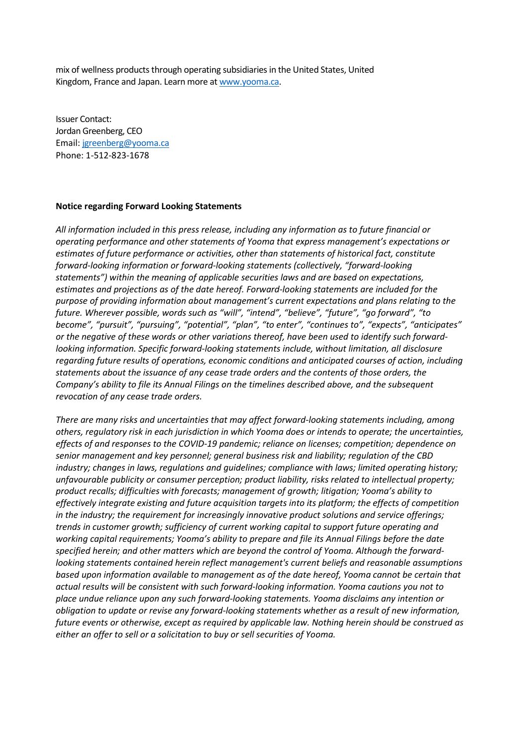mix of wellness products through operating subsidiaries in the United States, United Kingdom, France and Japan. Learn more at [www.yooma.ca](http://www.yooma.ca).

Issuer Contact:
Jordan Greenberg, CEO
Email: [jgreenberg@yooma.ca](mailto:jgreenberg@yooma.ca)
Phone: 1-512-823-1678

**Notice regarding Forward Looking Statements**

*All information included in this press release, including any information as to future financial or operating performance and other statements of Yooma that express management's expectations or estimates of future performance or activities, other than statements of historical fact, constitute forward-looking information or forward-looking statements (collectively, "forward-looking statements") within the meaning of applicable securities laws and are based on expectations, estimates and projections as of the date hereof. Forward-looking statements are included for the purpose of providing information about management's current expectations and plans relating to the future. Wherever possible, words such as "will", "intend", "believe", "future", "go forward", "to become", "pursuit", "pursuing", "potential", "plan", "to enter", "continues to", "expects", "anticipates" or the negative of these words or other variations thereof, have been used to identify such forward-looking information. Specific forward-looking statements include, without limitation, all disclosure regarding future results of operations, economic conditions and anticipated courses of action, including statements about the issuance of any cease trade orders and the contents of those orders, the Company's ability to file its Annual Filings on the timelines described above, and the subsequent revocation of any cease trade orders.*

*There are many risks and uncertainties that may affect forward-looking statements including, among others, regulatory risk in each jurisdiction in which Yooma does or intends to operate; the uncertainties, effects of and responses to the COVID-19 pandemic; reliance on licenses; competition; dependence on senior management and key personnel; general business risk and liability; regulation of the CBD industry; changes in laws, regulations and guidelines; compliance with laws; limited operating history; unfavourable publicity or consumer perception; product liability, risks related to intellectual property; product recalls; difficulties with forecasts; management of growth; litigation; Yooma's ability to effectively integrate existing and future acquisition targets into its platform; the effects of competition in the industry; the requirement for increasingly innovative product solutions and service offerings; trends in customer growth; sufficiency of current working capital to support future operating and working capital requirements; Yooma's ability to prepare and file its Annual Filings before the date specified herein; and other matters which are beyond the control of Yooma. Although the forward-looking statements contained herein reflect management's current beliefs and reasonable assumptions based upon information available to management as of the date hereof, Yooma cannot be certain that actual results will be consistent with such forward-looking information. Yooma cautions you not to place undue reliance upon any such forward-looking statements. Yooma disclaims any intention or obligation to update or revise any forward-looking statements whether as a result of new information, future events or otherwise, except as required by applicable law. Nothing herein should be construed as either an offer to sell or a solicitation to buy or sell securities of Yooma.*